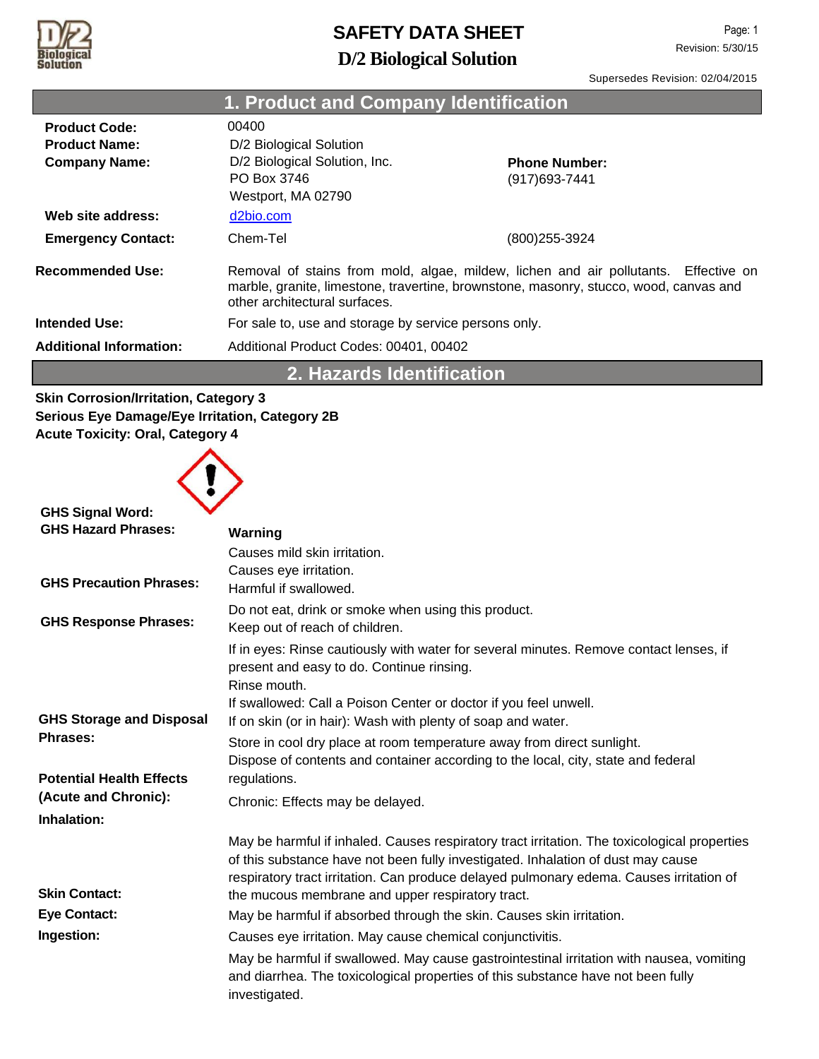# SAFETY DATA SHEET

# D/2 Biological Solution

Revision: 5/30/15

Supersedes Revision: 02/04/2015

## 1. Product and Company Identification

**Product Code:** 00400

**Product Name:** D/2 Biological Solution

**Company Name:** D/2 Biological Solution, Inc.
PO Box 3746
Westport, MA 02790

**Phone Number:** (917)693-7441

**Web site address:** d2bio.com

**Emergency Contact:** Chem-Tel (800)255-3924

**Recommended Use:** Removal of stains from mold, algae, mildew, lichen and air pollutants. Effective on marble, granite, limestone, travertine, brownstone, masonry, stucco, wood, canvas and other architectural surfaces.

**Intended Use:** For sale to, use and storage by service persons only.

**Additional Information:** Additional Product Codes: 00401, 00402

## 2. Hazards Identification

**Skin Corrosion/Irritation, Category 3**
**Serious Eye Damage/Eye Irritation, Category 2B**
**Acute Toxicity: Oral, Category 4**

**GHS Signal Word:** **Warning**

**GHS Hazard Phrases:**
Causes mild skin irritation.
Causes eye irritation.
Harmful if swallowed.

**GHS Precaution Phrases:**
Do not eat, drink or smoke when using this product.
Keep out of reach of children.

**GHS Response Phrases:**
If in eyes: Rinse cautiously with water for several minutes. Remove contact lenses, if present and easy to do. Continue rinsing.
Rinse mouth.
If swallowed: Call a Poison Center or doctor if you feel unwell.
If on skin (or in hair): Wash with plenty of soap and water.

**GHS Storage and Disposal Phrases:**
Store in cool dry place at room temperature away from direct sunlight.
Dispose of contents and container according to the local, city, state and federal regulations.

**Potential Health Effects (Acute and Chronic):**
Chronic: Effects may be delayed.

**Inhalation:**
May be harmful if inhaled. Causes respiratory tract irritation. The toxicological properties of this substance have not been fully investigated. Inhalation of dust may cause respiratory tract irritation. Can produce delayed pulmonary edema. Causes irritation of the mucous membrane and upper respiratory tract.

**Skin Contact:**
May be harmful if absorbed through the skin. Causes skin irritation.

**Eye Contact:**
Causes eye irritation. May cause chemical conjunctivitis.

**Ingestion:**
May be harmful if swallowed. May cause gastrointestinal irritation with nausea, vomiting and diarrhea. The toxicological properties of this substance have not been fully investigated.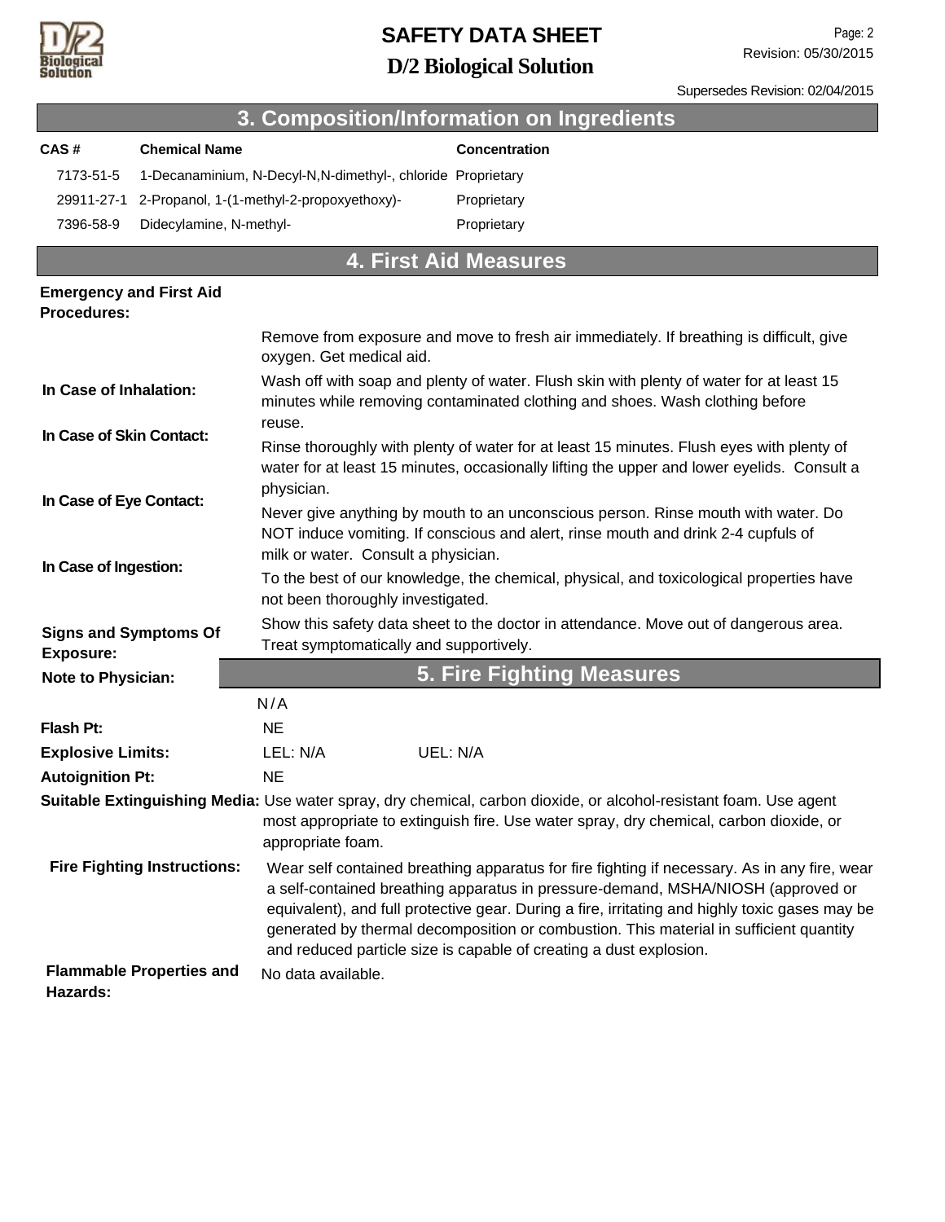## 3. Composition/Information on Ingredients

| CAS # | Chemical Name | Concentration |
|---|---|---|
| 7173-51-5 | 1-Decanaminium, N-Decyl-N,N-dimethyl-, chloride | Proprietary |
| 29911-27-1 | 2-Propanol, 1-(1-methyl-2-propoxyethoxy)- | Proprietary |
| 7396-58-9 | Didecylamine, N-methyl- | Proprietary |

## 4. First Aid Measures

**Emergency and First Aid Procedures:**

**In Case of Inhalation:** Remove from exposure and move to fresh air immediately. If breathing is difficult, give oxygen. Get medical aid.

**In Case of Skin Contact:** Wash off with soap and plenty of water. Flush skin with plenty of water for at least 15 minutes while removing contaminated clothing and shoes. Wash clothing before reuse.

**In Case of Eye Contact:** Rinse thoroughly with plenty of water for at least 15 minutes. Flush eyes with plenty of water for at least 15 minutes, occasionally lifting the upper and lower eyelids. Consult a physician.

**In Case of Ingestion:** Never give anything by mouth to an unconscious person. Rinse mouth with water. Do NOT induce vomiting. If conscious and alert, rinse mouth and drink 2-4 cupfuls of milk or water. Consult a physician.

**Signs and Symptoms Of Exposure:** To the best of our knowledge, the chemical, physical, and toxicological properties have not been thoroughly investigated.

**Note to Physician:** Show this safety data sheet to the doctor in attendance. Move out of dangerous area. Treat symptomatically and supportively.

## 5. Fire Fighting Measures

**Flash Pt:** N/A

**Explosive Limits:** NE

**Autoignition Pt:** LEL: N/A UEL: N/A

NE

**Suitable Extinguishing Media:** Use water spray, dry chemical, carbon dioxide, or alcohol-resistant foam. Use agent most appropriate to extinguish fire. Use water spray, dry chemical, carbon dioxide, or appropriate foam.

**Fire Fighting Instructions:** Wear self contained breathing apparatus for fire fighting if necessary. As in any fire, wear a self-contained breathing apparatus in pressure-demand, MSHA/NIOSH (approved or equivalent), and full protective gear. During a fire, irritating and highly toxic gases may be generated by thermal decomposition or combustion. This material in sufficient quantity and reduced particle size is capable of creating a dust explosion.

**Flammable Properties and Hazards:** No data available.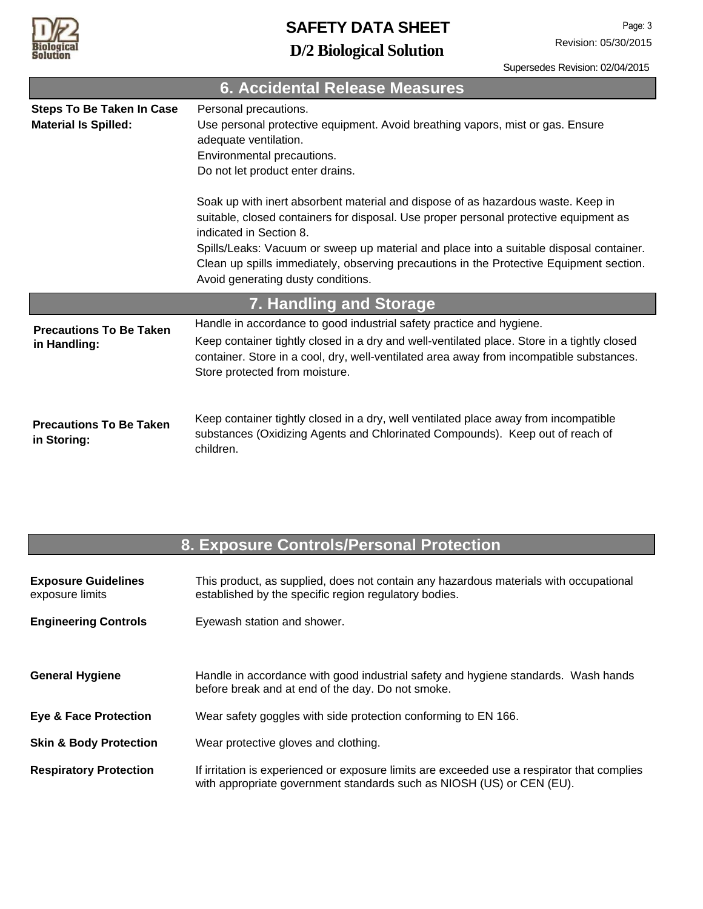## 6. Accidental Release Measures

**Steps To Be Taken In Case Material Is Spilled:**

Personal precautions.
Use personal protective equipment. Avoid breathing vapors, mist or gas. Ensure adequate ventilation.
Environmental precautions.
Do not let product enter drains.

Soak up with inert absorbent material and dispose of as hazardous waste. Keep in suitable, closed containers for disposal. Use proper personal protective equipment as indicated in Section 8.
Spills/Leaks: Vacuum or sweep up material and place into a suitable disposal container. Clean up spills immediately, observing precautions in the Protective Equipment section. Avoid generating dusty conditions.

## 7. Handling and Storage

**Precautions To Be Taken in Handling:**

Handle in accordance to good industrial safety practice and hygiene.
Keep container tightly closed in a dry and well-ventilated place. Store in a tightly closed container. Store in a cool, dry, well-ventilated area away from incompatible substances. Store protected from moisture.

**Precautions To Be Taken in Storing:**

Keep container tightly closed in a dry, well ventilated place away from incompatible substances (Oxidizing Agents and Chlorinated Compounds). Keep out of reach of children.

## 8. Exposure Controls/Personal Protection

**Exposure Guidelines** exposure limits: This product, as supplied, does not contain any hazardous materials with occupational established by the specific region regulatory bodies.

**Engineering Controls:** Eyewash station and shower.

**General Hygiene:** Handle in accordance with good industrial safety and hygiene standards. Wash hands before break and at end of the day. Do not smoke.

**Eye & Face Protection:** Wear safety goggles with side protection conforming to EN 166.

**Skin & Body Protection:** Wear protective gloves and clothing.

**Respiratory Protection:** If irritation is experienced or exposure limits are exceeded use a respirator that complies with appropriate government standards such as NIOSH (US) or CEN (EU).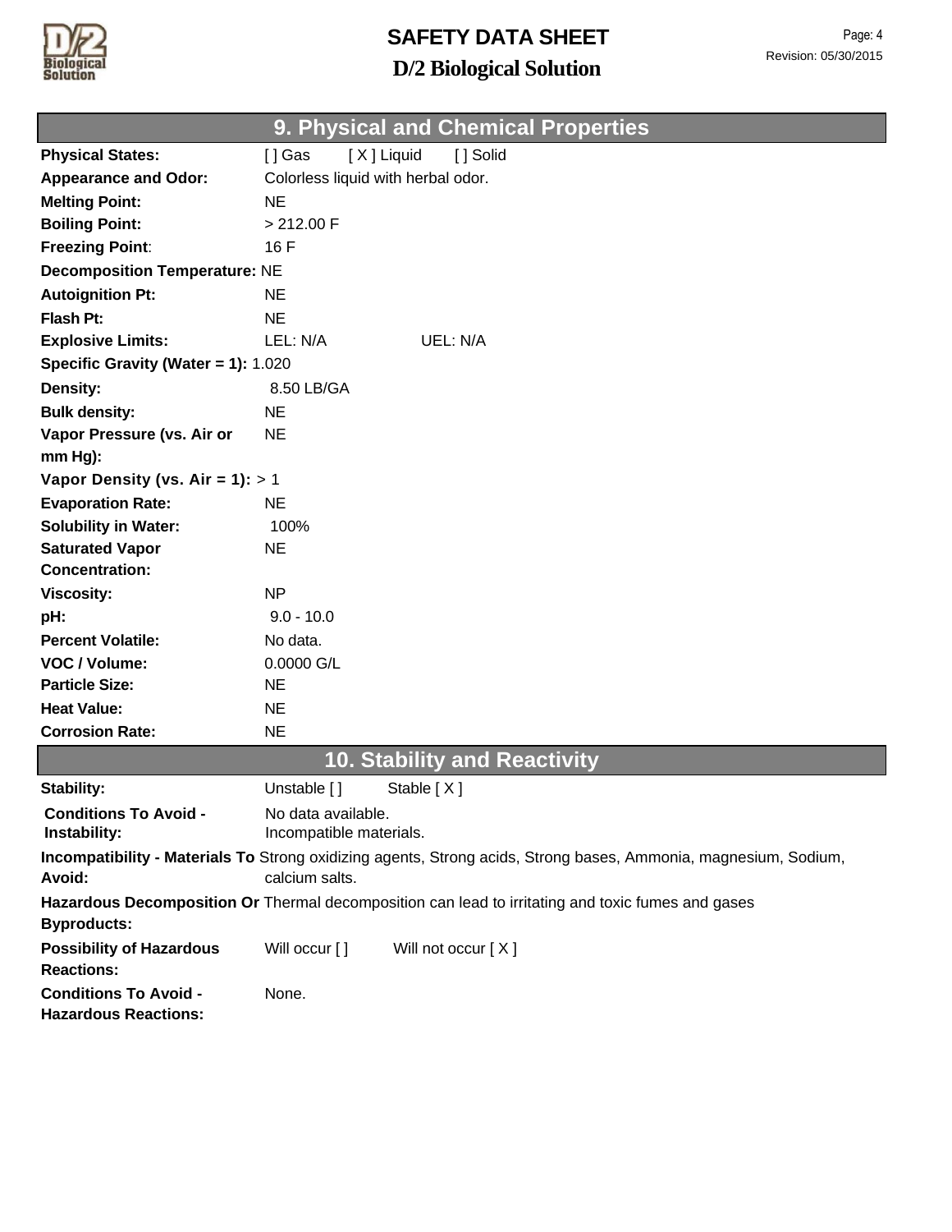## 9. Physical and Chemical Properties

| | |
|---|---|
| **Physical States:** | [ ] Gas [ X ] Liquid [ ] Solid |
| **Appearance and Odor:** | Colorless liquid with herbal odor. |
| **Melting Point:** | NE |
| **Boiling Point:** | > 212.00 F |
| **Freezing Point:** | 16 F |
| **Decomposition Temperature:** | NE |
| **Autoignition Pt:** | NE |
| **Flash Pt:** | NE |
| **Explosive Limits:** | LEL: N/A UEL: N/A |
| **Specific Gravity (Water = 1):** | 1.020 |
| **Density:** | 8.50 LB/GA |
| **Bulk density:** | NE |
| **Vapor Pressure (vs. Air or mm Hg):** | NE |
| **Vapor Density (vs. Air = 1):** | > 1 |
| **Evaporation Rate:** | NE |
| **Solubility in Water:** | 100% |
| **Saturated Vapor Concentration:** | NE |
| **Viscosity:** | NP |
| **pH:** | 9.0 - 10.0 |
| **Percent Volatile:** | No data. |
| **VOC / Volume:** | 0.0000 G/L |
| **Particle Size:** | NE |
| **Heat Value:** | NE |
| **Corrosion Rate:** | NE |

## 10. Stability and Reactivity

| | |
|---|---|
| **Stability:** | Unstable [ ] Stable [ X ] |
| **Conditions To Avoid - Instability:** | No data available.<br>Incompatible materials. |
| **Incompatibility - Materials To Avoid:** | Strong oxidizing agents, Strong acids, Strong bases, Ammonia, magnesium, Sodium, calcium salts. |
| **Hazardous Decomposition Or Byproducts:** | Thermal decomposition can lead to irritating and toxic fumes and gases |
| **Possibility of Hazardous Reactions:** | Will occur [ ] Will not occur [ X ] |
| **Conditions To Avoid - Hazardous Reactions:** | None. |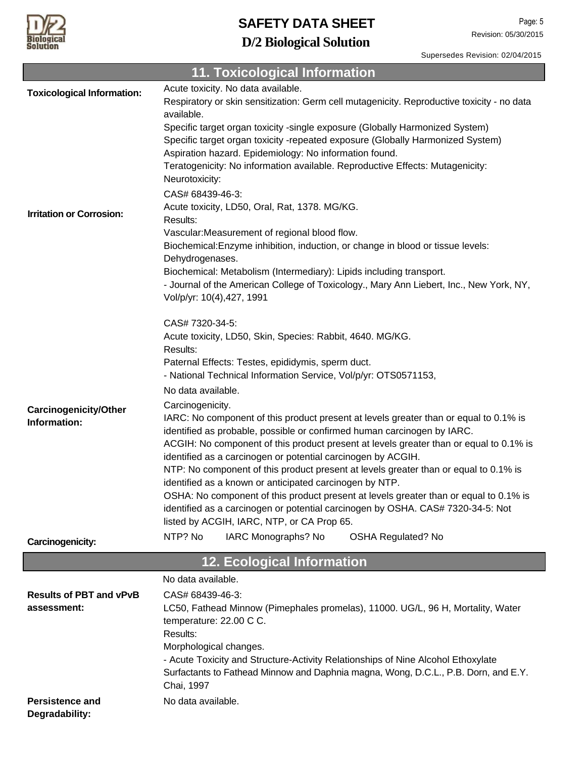## 11. Toxicological Information

**Toxicological Information:**

Acute toxicity. No data available.
Respiratory or skin sensitization: Germ cell mutagenicity. Reproductive toxicity - no data available.
Specific target organ toxicity -single exposure (Globally Harmonized System)
Specific target organ toxicity -repeated exposure (Globally Harmonized System)
Aspiration hazard. Epidemiology: No information found.
Teratogenicity: No information available. Reproductive Effects: Mutagenicity: Neurotoxicity:

**Irritation or Corrosion:**

CAS# 68439-46-3:
Acute toxicity, LD50, Oral, Rat, 1378. MG/KG.
Results:
Vascular:Measurement of regional blood flow.
Biochemical:Enzyme inhibition, induction, or change in blood or tissue levels: Dehydrogenases.
Biochemical: Metabolism (Intermediary): Lipids including transport.
- Journal of the American College of Toxicology., Mary Ann Liebert, Inc., New York, NY, Vol/p/yr: 10(4),427, 1991

CAS# 7320-34-5:
Acute toxicity, LD50, Skin, Species: Rabbit, 4640. MG/KG.
Results:
Paternal Effects: Testes, epididymis, sperm duct.
- National Technical Information Service, Vol/p/yr: OTS0571153,

No data available.

**Carcinogenicity/Other Information:**

Carcinogenicity.
IARC: No component of this product present at levels greater than or equal to 0.1% is identified as probable, possible or confirmed human carcinogen by IARC.
ACGIH: No component of this product present at levels greater than or equal to 0.1% is identified as a carcinogen or potential carcinogen by ACGIH.
NTP: No component of this product present at levels greater than or equal to 0.1% is identified as a known or anticipated carcinogen by NTP.
OSHA: No component of this product present at levels greater than or equal to 0.1% is identified as a carcinogen or potential carcinogen by OSHA. CAS# 7320-34-5: Not listed by ACGIH, IARC, NTP, or CA Prop 65.

**Carcinogenicity:**

NTP? No IARC Monographs? No OSHA Regulated? No

## 12. Ecological Information

No data available.

**Results of PBT and vPvB assessment:**

CAS# 68439-46-3:
LC50, Fathead Minnow (Pimephales promelas), 11000. UG/L, 96 H, Mortality, Water temperature: 22.00 C C.
Results:
Morphological changes.
- Acute Toxicity and Structure-Activity Relationships of Nine Alcohol Ethoxylate Surfactants to Fathead Minnow and Daphnia magna, Wong, D.C.L., P.B. Dorn, and E.Y. Chai, 1997

**Persistence and Degradability:**

No data available.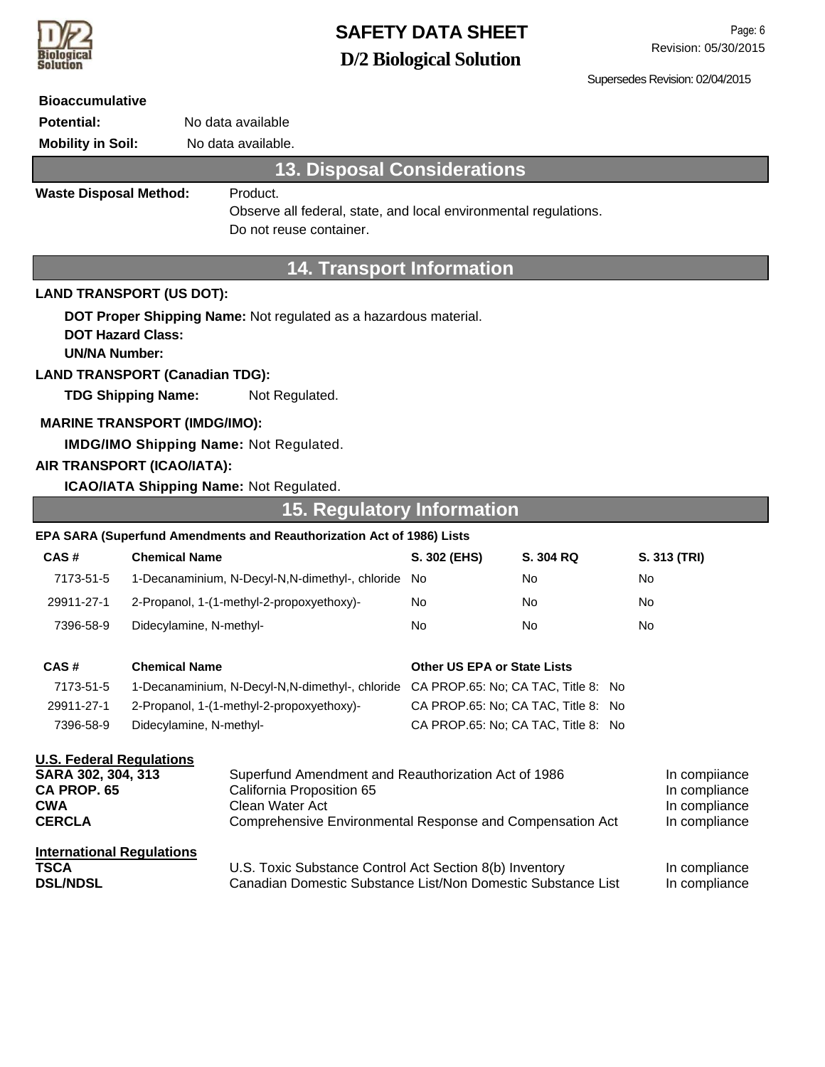**Bioaccumulative Potential:** No data available

**Mobility in Soil:** No data available.

## 13. Disposal Considerations

**Waste Disposal Method:** Product.
Observe all federal, state, and local environmental regulations.
Do not reuse container.

## 14. Transport Information

**LAND TRANSPORT (US DOT):**

**DOT Proper Shipping Name:** Not regulated as a hazardous material.
**DOT Hazard Class:**
**UN/NA Number:**

**LAND TRANSPORT (Canadian TDG):**

**TDG Shipping Name:** Not Regulated.

**MARINE TRANSPORT (IMDG/IMO):**

**IMDG/IMO Shipping Name:** Not Regulated.

**AIR TRANSPORT (ICAO/IATA):**

**ICAO/IATA Shipping Name:** Not Regulated.

## 15. Regulatory Information

**EPA SARA (Superfund Amendments and Reauthorization Act of 1986) Lists**

| CAS # | Chemical Name | S. 302 (EHS) | S. 304 RQ | S. 313 (TRI) |
|---|---|---|---|---|
| 7173-51-5 | 1-Decanaminium, N-Decyl-N,N-dimethyl-, chloride | No | No | No |
| 29911-27-1 | 2-Propanol, 1-(1-methyl-2-propoxyethoxy)- | No | No | No |
| 7396-58-9 | Didecylamine, N-methyl- | No | No | No |

| CAS # | Chemical Name | Other US EPA or State Lists |
|---|---|---|
| 7173-51-5 | 1-Decanaminium, N-Decyl-N,N-dimethyl-, chloride | CA PROP.65: No; CA TAC, Title 8: No |
| 29911-27-1 | 2-Propanol, 1-(1-methyl-2-propoxyethoxy)- | CA PROP.65: No; CA TAC, Title 8: No |
| 7396-58-9 | Didecylamine, N-methyl- | CA PROP.65: No; CA TAC, Title 8: No |

**U.S. Federal Regulations**

| | | |
|---|---|---|
| **SARA 302, 304, 313** | Superfund Amendment and Reauthorization Act of 1986 | In compiiance |
| **CA PROP. 65** | California Proposition 65 | In compliance |
| **CWA** | Clean Water Act | In compliance |
| **CERCLA** | Comprehensive Environmental Response and Compensation Act | In compliance |

**International Regulations**

| | | |
|---|---|---|
| **TSCA** | U.S. Toxic Substance Control Act Section 8(b) Inventory | In compliance |
| **DSL/NDSL** | Canadian Domestic Substance List/Non Domestic Substance List | In compliance |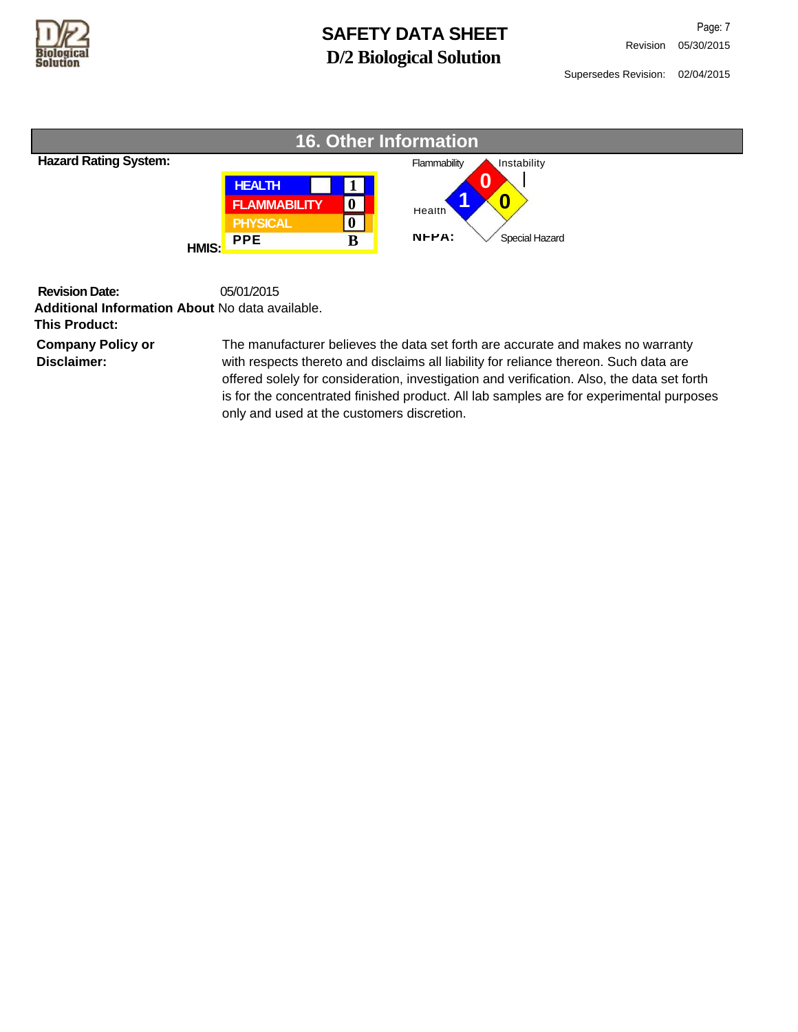## 16. Other Information

**Hazard Rating System:**

**HMIS:**

| | |
|---|---|
| HEALTH | 1 |
| FLAMMABILITY | 0 |
| PHYSICAL | 0 |
| PPE | B |

**NFPA:**

Flammability 0

Health 1

Instability 0

Special Hazard

**Revision Date:** 05/01/2015

**Additional Information About This Product:** No data available.

**Company Policy or Disclaimer:** The manufacturer believes the data set forth are accurate and makes no warranty with respects thereto and disclaims all liability for reliance thereon. Such data are offered solely for consideration, investigation and verification. Also, the data set forth is for the concentrated finished product. All lab samples are for experimental purposes only and used at the customers discretion.